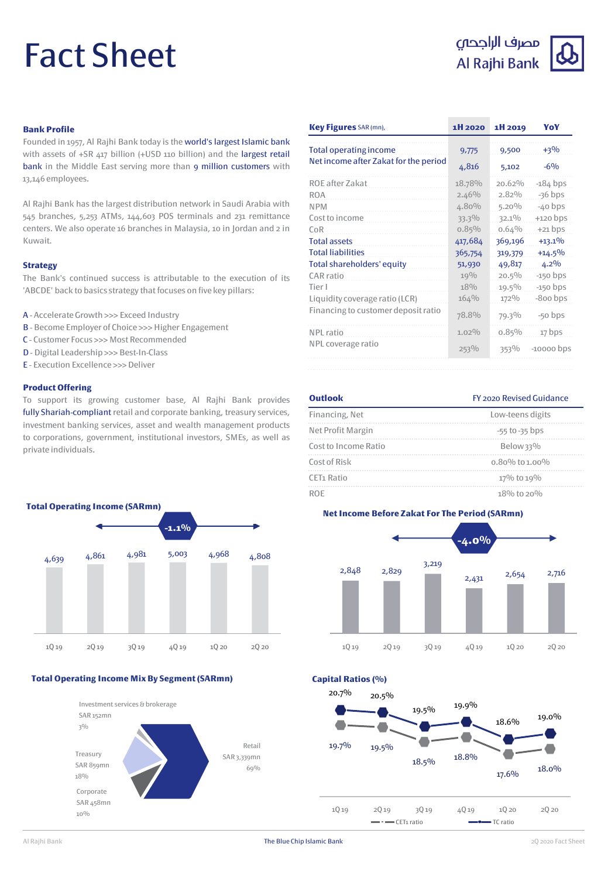# Fact Sheet

مصرف الراجحي
Al Rajhi Bank

### Bank Profile

Founded in 1957, Al Rajhi Bank today is the world's largest Islamic bank with assets of +SR 417 billion (+USD 110 billion) and the largest retail bank in the Middle East serving more than 9 million customers with 13,146 employees.

Al Rajhi Bank has the largest distribution network in Saudi Arabia with 545 branches, 5,253 ATMs, 144,603 POS terminals and 231 remittance centers. We also operate 16 branches in Malaysia, 10 in Jordan and 2 in Kuwait.

### Strategy

The Bank's continued success is attributable to the execution of its 'ABCDE' back to basics strategy that focuses on five key pillars:

- A - Accelerate Growth >>> Exceed Industry
- B - Become Employer of Choice >>> Higher Engagement
- C - Customer Focus >>> Most Recommended
- D - Digital Leadership >>> Best-In-Class
- E - Execution Excellence >>> Deliver

### Product Offering

To support its growing customer base, Al Rajhi Bank provides fully Shariah-compliant retail and corporate banking, treasury services, investment banking services, asset and wealth management products to corporations, government, institutional investors, SMEs, as well as private individuals.

| Key Figures SAR (mn), | 1H 2020 | 1H 2019 | YoY |
|---|---|---|---|
| Total operating income | 9,775 | 9,500 | +3% |
| Net income after Zakat for the period | 4,816 | 5,102 | -6% |
| ROE after Zakat | 18.78% | 20.62% | -184 bps |
| ROA | 2.46% | 2.82% | -36 bps |
| NPM | 4.80% | 5.20% | -40 bps |
| Cost to income | 33.3% | 32.1% | +120 bps |
| CoR | 0.85% | 0.64% | +21 bps |
| Total assets | 417,684 | 369,196 | +13.1% |
| Total liabilities | 365,754 | 319,379 | +14.5% |
| Total shareholders' equity | 51,930 | 49,817 | 4.2% |
| CAR ratio | 19% | 20.5% | -150 bps |
| Tier I | 18% | 19.5% | -150 bps |
| Liquidity coverage ratio (LCR) | 164% | 172% | -800 bps |
| Financing to customer deposit ratio | 78.8% | 79.3% | -50 bps |
| NPL ratio | 1.02% | 0.85% | 17 bps |
| NPL coverage ratio | 253% | 353% | -10000 bps |

| Outlook | FY 2020 Revised Guidance |
|---|---|
| Financing, Net | Low-teens digits |
| Net Profit Margin | -55 to -35 bps |
| Cost to Income Ratio | Below 33% |
| Cost of Risk | 0.80% to 1.00% |
| CET1 Ratio | 17% to 19% |
| ROE | 18% to 20% |

### Total Operating Income (SARmn)

-1.1%

| 1Q 19 | 2Q 19 | 3Q 19 | 4Q 19 | 1Q 20 | 2Q 20 |
|---|---|---|---|---|---|
| 4,639 | 4,861 | 4,981 | 5,003 | 4,968 | 4,808 |

### Net Income Before Zakat For The Period (SARmn)

-4.0%

| 1Q 19 | 2Q 19 | 3Q 19 | 4Q 19 | 1Q 20 | 2Q 20 |
|---|---|---|---|---|---|
| 2,848 | 2,829 | 3,219 | 2,431 | 2,654 | 2,716 |

### Total Operating Income Mix By Segment (SARmn)

| Segment | SARmn | Share |
|---|---|---|
| Retail | SAR 3,339mn | 69% |
| Treasury | SAR 859mn | 18% |
| Corporate | SAR 458mn | 10% |
| Investment services & brokerage | SAR 152mn | 3% |

### Capital Ratios (%)

| | 1Q 19 | 2Q 19 | 3Q 19 | 4Q 19 | 1Q 20 | 2Q 20 |
|---|---|---|---|---|---|---|
| TC ratio | 20.7% | 20.5% | 19.5% | 19.9% | 18.6% | 19.0% |
| CET1 ratio | 19.7% | 19.5% | 18.5% | 18.8% | 17.6% | 18.0% |

The Blue Chip Islamic Bank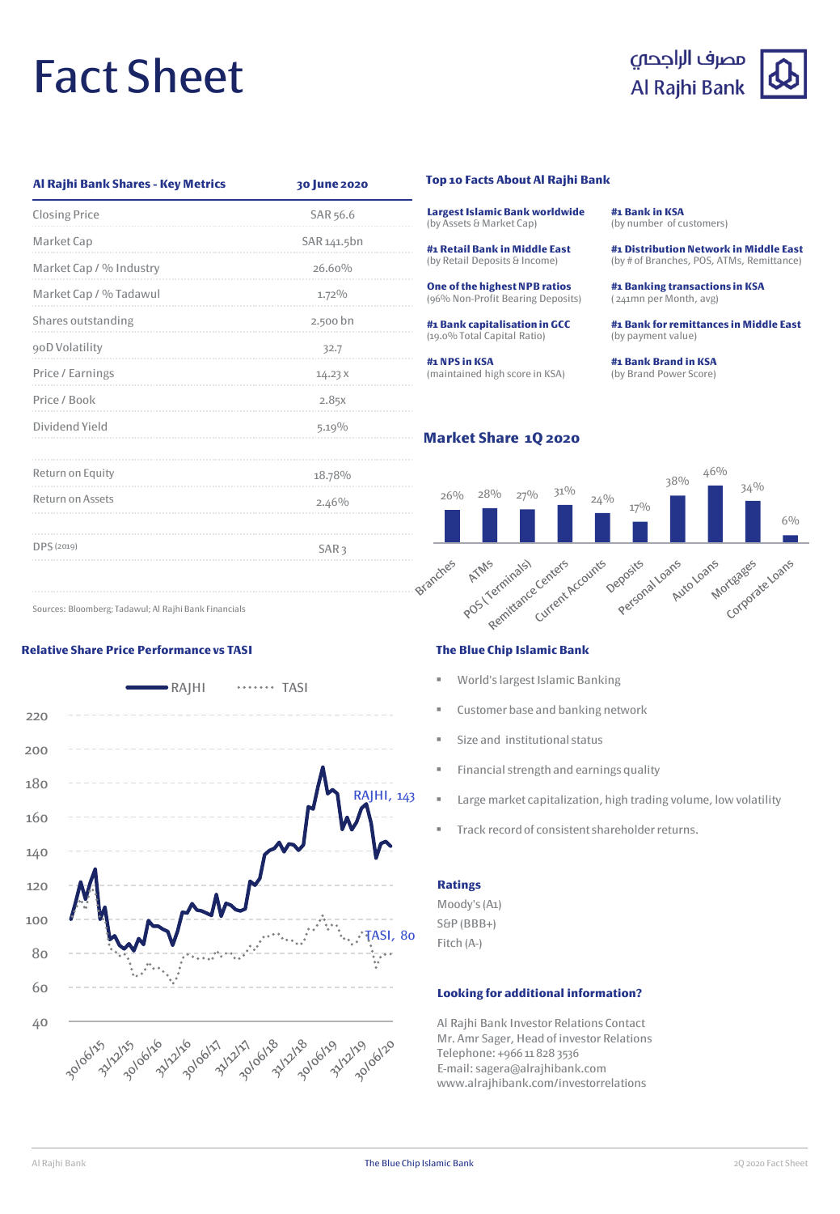# Fact Sheet

مصرف الراجحي
Al Rajhi Bank

| Al Rajhi Bank Shares - Key Metrics | 30 June 2020 |
|---|---|
| Closing Price | SAR 56.6 |
| Market Cap | SAR 141.5bn |
| Market Cap / % Industry | 26.60% |
| Market Cap / % Tadawul | 1.72% |
| Shares outstanding | 2.500 bn |
| 90D Volatility | 32.7 |
| Price / Earnings | 14.23 x |
| Price / Book | 2.85x |
| Dividend Yield | 5.19% |
| Return on Equity | 18.78% |
| Return on Assets | 2.46% |
| DPS (2019) | SAR 3 |

Sources: Bloomberg; Tadawul; Al Rajhi Bank Financials

## Top 10 Facts About Al Rajhi Bank

**Largest Islamic Bank worldwide**
(by Assets & Market Cap)

**#1 Bank in KSA**
(by number of customers)

**#1 Retail Bank in Middle East**
(by Retail Deposits & Income)

**#1 Distribution Network in Middle East**
(by # of Branches, POS, ATMs, Remittance)

**One of the highest NPB ratios**
(96% Non-Profit Bearing Deposits)

**#1 Banking transactions in KSA**
(241mn per Month, avg)

**#1 Bank capitalisation in GCC**
(19.0% Total Capital Ratio)

**#1 Bank for remittances in Middle East**
(by payment value)

**#1 NPS in KSA**
(maintained high score in KSA)

**#1 Bank Brand in KSA**
(by Brand Power Score)

## Market Share 1Q 2020

26% 28% 27% 31% 24% 17% 38% 46% 34% 6%

Branches, ATMs, POS (Terminals), Remittance Centers, Current Accounts, Deposits, Personal Loans, Auto Loans, Mortgages, Corporate Loans

## Relative Share Price Performance vs TASI

RAJHI TASI

220 200 180 160 140 120 100 80 60 40

RAJHI, 143
TASI, 80

30/06/15 31/12/15 30/06/16 31/12/16 30/06/17 31/12/17 30/06/18 31/12/18 30/06/19 31/12/19 30/06/20

## The Blue Chip Islamic Bank

- World's largest Islamic Banking
- Customer base and banking network
- Size and institutional status
- Financial strength and earnings quality
- Large market capitalization, high trading volume, low volatility
- Track record of consistent shareholder returns.

## Ratings

Moody's (A1)
S&P (BBB+)
Fitch (A-)

## Looking for additional information?

Al Rajhi Bank Investor Relations Contact
Mr. Amr Sager, Head of investor Relations
Telephone: +966 11 828 3536
E-mail: sagera@alrajhibank.com
www.alrajhibank.com/investorrelations